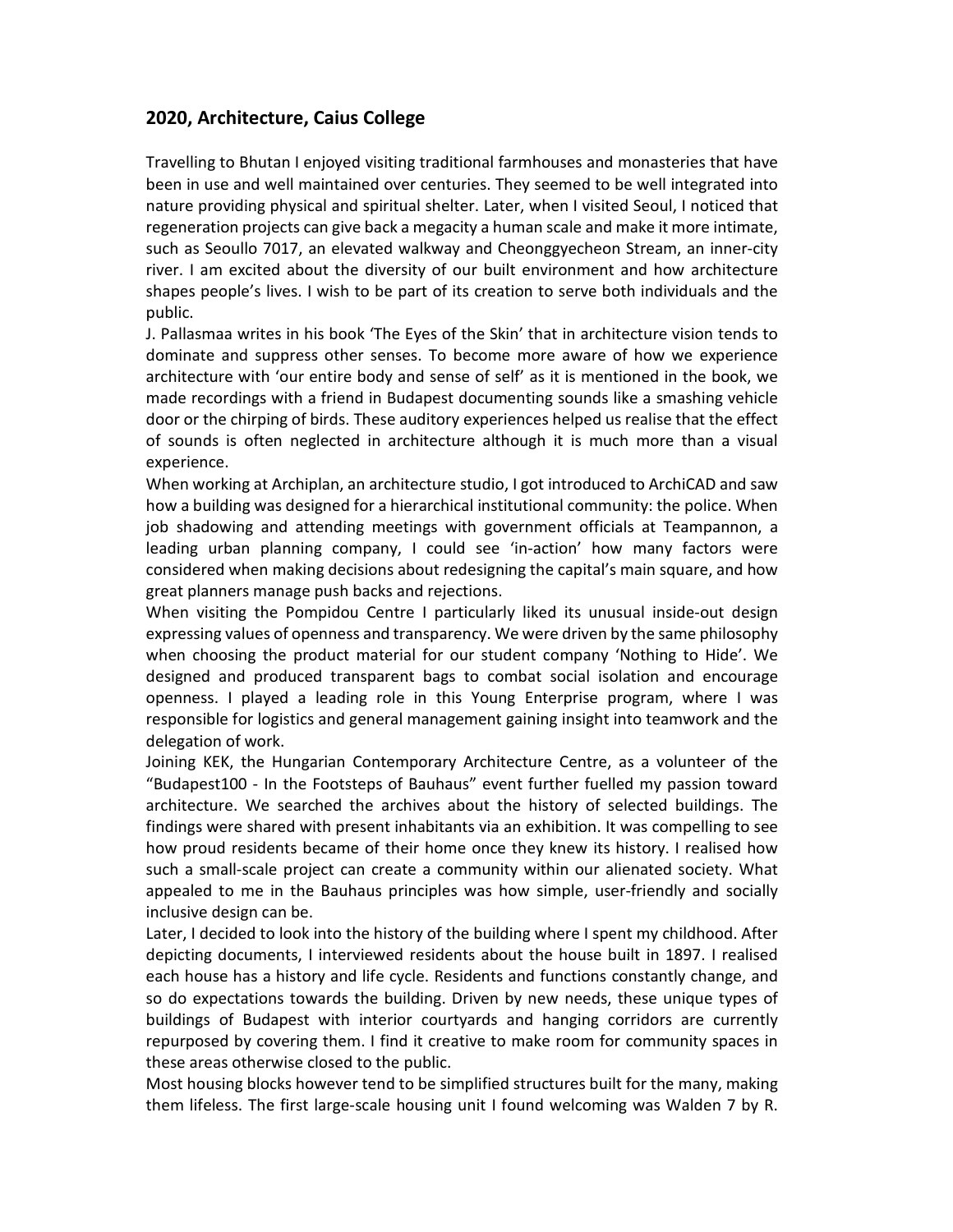## 2020, Architecture, Caius College

Travelling to Bhutan I enjoyed visiting traditional farmhouses and monasteries that have been in use and well maintained over centuries. They seemed to be well integrated into nature providing physical and spiritual shelter. Later, when I visited Seoul, I noticed that regeneration projects can give back a megacity a human scale and make it more intimate, such as Seoullo 7017, an elevated walkway and Cheonggyecheon Stream, an inner-city river. I am excited about the diversity of our built environment and how architecture shapes people's lives. I wish to be part of its creation to serve both individuals and the public.

J. Pallasmaa writes in his book 'The Eyes of the Skin' that in architecture vision tends to dominate and suppress other senses. To become more aware of how we experience architecture with 'our entire body and sense of self' as it is mentioned in the book, we made recordings with a friend in Budapest documenting sounds like a smashing vehicle door or the chirping of birds. These auditory experiences helped us realise that the effect of sounds is often neglected in architecture although it is much more than a visual experience.

When working at Archiplan, an architecture studio, I got introduced to ArchiCAD and saw how a building was designed for a hierarchical institutional community: the police. When job shadowing and attending meetings with government officials at Teampannon, a leading urban planning company, I could see 'in-action' how many factors were considered when making decisions about redesigning the capital's main square, and how great planners manage push backs and rejections.

When visiting the Pompidou Centre I particularly liked its unusual inside-out design expressing values of openness and transparency. We were driven by the same philosophy when choosing the product material for our student company 'Nothing to Hide'. We designed and produced transparent bags to combat social isolation and encourage openness. I played a leading role in this Young Enterprise program, where I was responsible for logistics and general management gaining insight into teamwork and the delegation of work.

Joining KEK, the Hungarian Contemporary Architecture Centre, as a volunteer of the "Budapest100 - In the Footsteps of Bauhaus" event further fuelled my passion toward architecture. We searched the archives about the history of selected buildings. The findings were shared with present inhabitants via an exhibition. It was compelling to see how proud residents became of their home once they knew its history. I realised how such a small-scale project can create a community within our alienated society. What appealed to me in the Bauhaus principles was how simple, user-friendly and socially inclusive design can be.

Later, I decided to look into the history of the building where I spent my childhood. After depicting documents, I interviewed residents about the house built in 1897. I realised each house has a history and life cycle. Residents and functions constantly change, and so do expectations towards the building. Driven by new needs, these unique types of buildings of Budapest with interior courtyards and hanging corridors are currently repurposed by covering them. I find it creative to make room for community spaces in these areas otherwise closed to the public.

Most housing blocks however tend to be simplified structures built for the many, making them lifeless. The first large-scale housing unit I found welcoming was Walden 7 by R.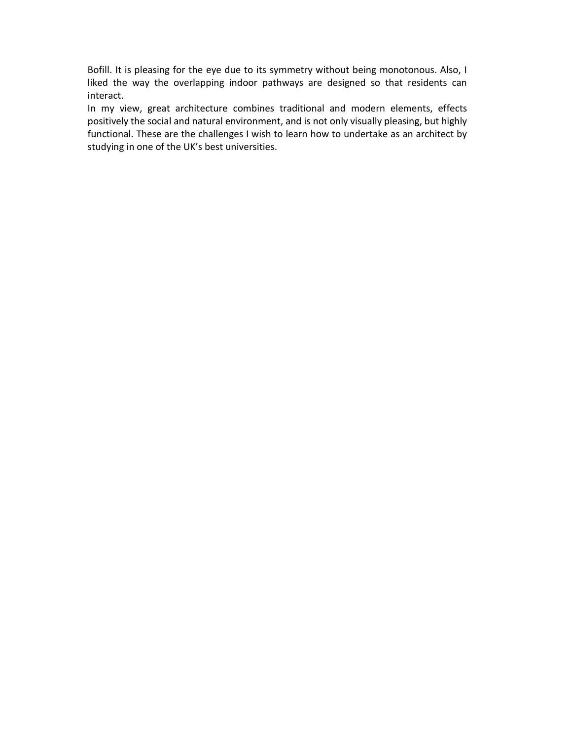Bofill. It is pleasing for the eye due to its symmetry without being monotonous. Also, I liked the way the overlapping indoor pathways are designed so that residents can interact.

In my view, great architecture combines traditional and modern elements, effects positively the social and natural environment, and is not only visually pleasing, but highly functional. These are the challenges I wish to learn how to undertake as an architect by studying in one of the UK's best universities.